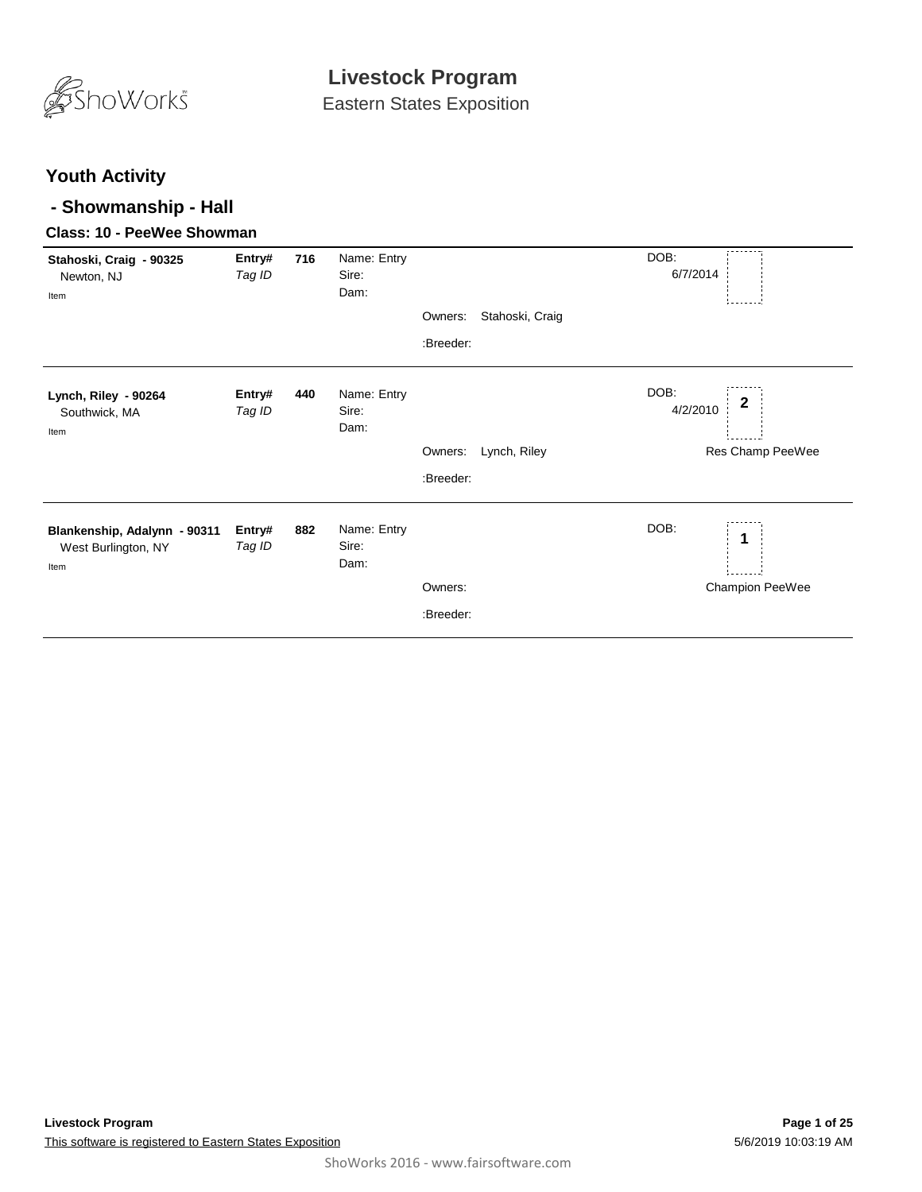# Livestock Program

Eastern States Exposition

## Youth Activity

### - Showmanship - Hall

#### Class: 10 - PeeWee Showman

| Exhibitor | Entry# | | | | | DOB | Place | Award |
|---|---|---|---|---|---|---|---|---|
| **Stahoski, Craig - 90325**<br>Newton, NJ<br>Item | **Entry#**<br>*Tag ID* | **716** | Name: Entry<br>Sire:<br>Dam: | Owners:<br>:Breeder: | Stahoski, Craig | 6/7/2014 | | |
| **Lynch, Riley - 90264**<br>Southwick, MA<br>Item | **Entry#**<br>*Tag ID* | **440** | Name: Entry<br>Sire:<br>Dam: | Owners:<br>:Breeder: | Lynch, Riley | 4/2/2010 | **2** | Res Champ PeeWee |
| **Blankenship, Adalynn - 90311**<br>West Burlington, NY<br>Item | **Entry#**<br>*Tag ID* | **882** | Name: Entry<br>Sire:<br>Dam: | Owners:<br>:Breeder: | | | **1** | Champion PeeWee |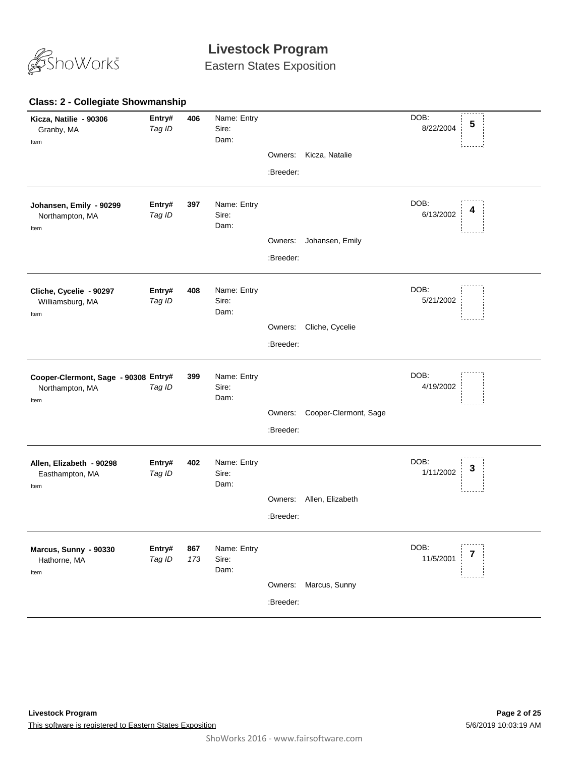# Livestock Program

Eastern States Exposition

### Class: 2 - Collegiate Showmanship

| Exhibitor | Entry# / Tag ID | Entry | Name / Sire / Dam | Owners | Breeder | DOB | Placing |
|---|---|---|---|---|---|---|---|
| **Kicza, Natilie - 90306**<br>Granby, MA<br>Item | **Entry#**<br>*Tag ID* | **406** | Name: Entry<br>Sire:<br>Dam: | Kicza, Natalie | | 8/22/2004 | **5** |
| **Johansen, Emily - 90299**<br>Northampton, MA<br>Item | **Entry#**<br>*Tag ID* | **397** | Name: Entry<br>Sire:<br>Dam: | Johansen, Emily | | 6/13/2002 | **4** |
| **Cliche, Cycelie - 90297**<br>Williamsburg, MA<br>Item | **Entry#**<br>*Tag ID* | **408** | Name: Entry<br>Sire:<br>Dam: | Cliche, Cycelie | | 5/21/2002 | |
| **Cooper-Clermont, Sage - 90308**<br>Northampton, MA<br>Item | **Entry#**<br>*Tag ID* | **399** | Name: Entry<br>Sire:<br>Dam: | Cooper-Clermont, Sage | | 4/19/2002 | |
| **Allen, Elizabeth - 90298**<br>Easthampton, MA<br>Item | **Entry#**<br>*Tag ID* | **402** | Name: Entry<br>Sire:<br>Dam: | Allen, Elizabeth | | 1/11/2002 | **3** |
| **Marcus, Sunny - 90330**<br>Hathorne, MA<br>Item | **Entry#**<br>*Tag ID* | **867**<br>*173* | Name: Entry<br>Sire:<br>Dam: | Marcus, Sunny | | 11/5/2001 | **7** |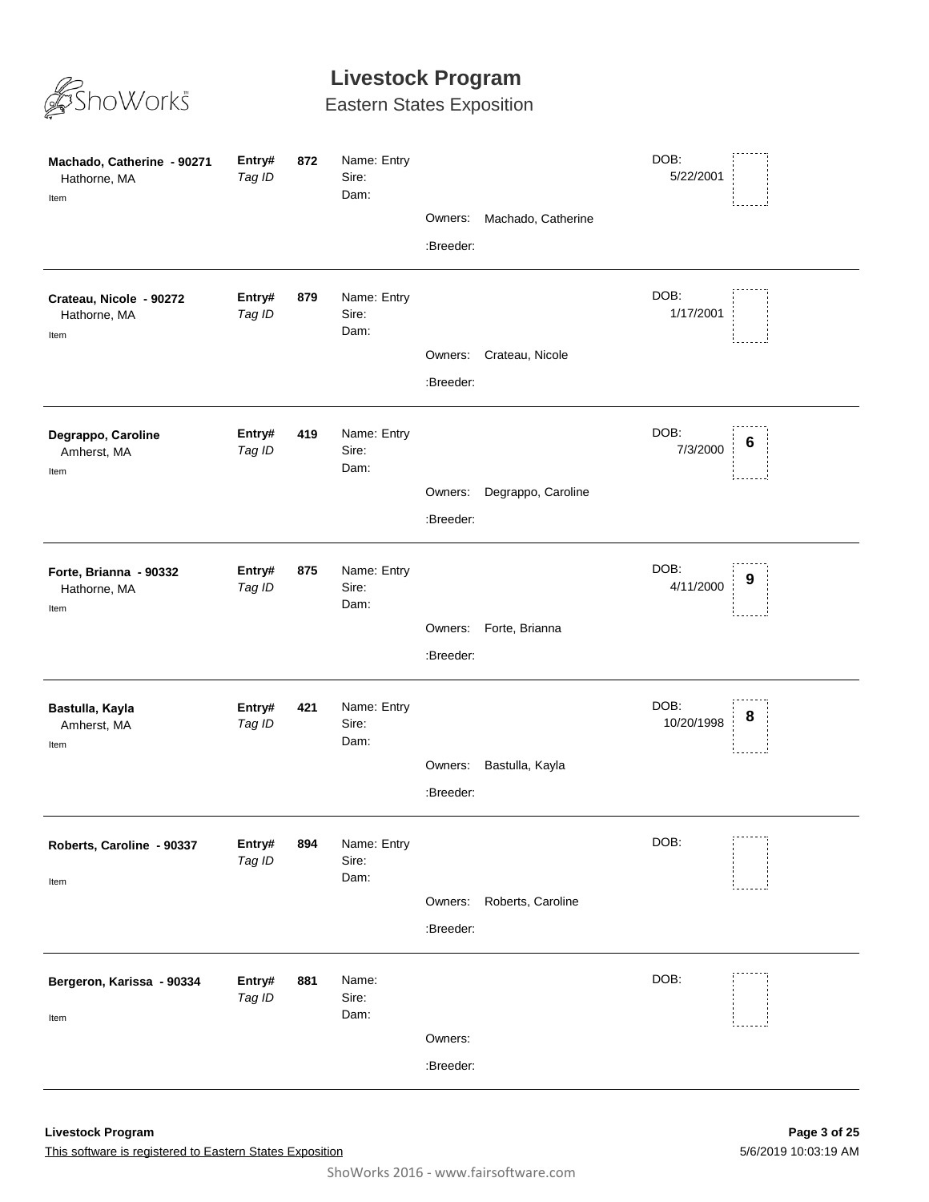# Livestock Program

## Eastern States Exposition

---

**Machado, Catherine - 90271**
Hathorne, MA
Item

**Entry#** **872**
*Tag ID*

Name: Entry
Sire:
Dam:

Owners: Machado, Catherine
:Breeder:

DOB: 5/22/2001

---

**Crateau, Nicole - 90272**
Hathorne, MA
Item

**Entry#** **879**
*Tag ID*

Name: Entry
Sire:
Dam:

Owners: Crateau, Nicole
:Breeder:

DOB: 1/17/2001

---

**Degrappo, Caroline**
Amherst, MA
Item

**Entry#** **419**
*Tag ID*

Name: Entry
Sire:
Dam:

Owners: Degrappo, Caroline
:Breeder:

DOB: 7/3/2000

**6**

---

**Forte, Brianna - 90332**
Hathorne, MA
Item

**Entry#** **875**
*Tag ID*

Name: Entry
Sire:
Dam:

Owners: Forte, Brianna
:Breeder:

DOB: 4/11/2000

**9**

---

**Bastulla, Kayla**
Amherst, MA
Item

**Entry#** **421**
*Tag ID*

Name: Entry
Sire:
Dam:

Owners: Bastulla, Kayla
:Breeder:

DOB: 10/20/1998

**8**

---

**Roberts, Caroline - 90337**
Item

**Entry#** **894**
*Tag ID*

Name: Entry
Sire:
Dam:

Owners: Roberts, Caroline
:Breeder:

DOB:

---

**Bergeron, Karissa - 90334**
Item

**Entry#** **881**
*Tag ID*

Name:
Sire:
Dam:

Owners:
:Breeder:

DOB:

---

This software is registered to Eastern States Exposition

5/6/2019 10:03:19 AM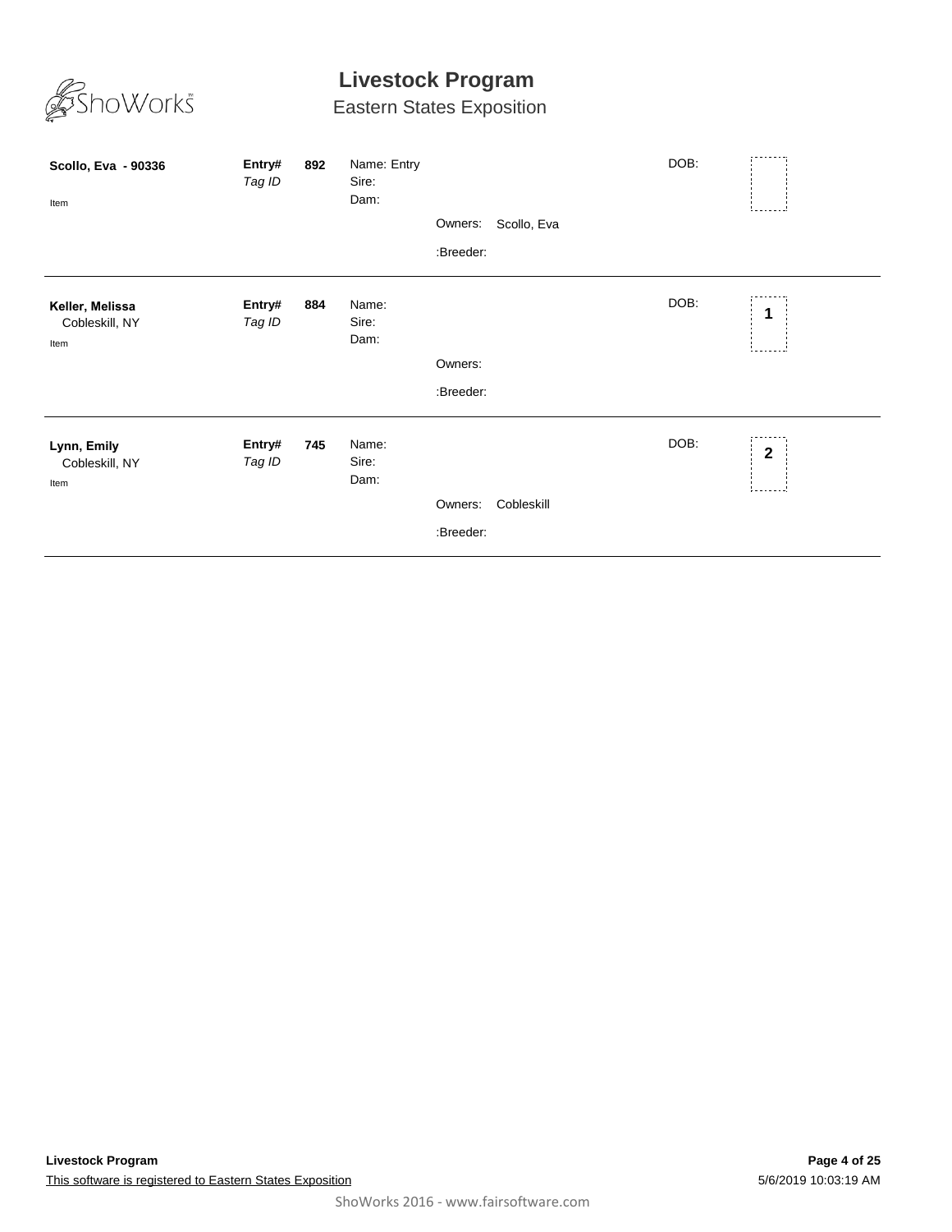# Livestock Program

## Eastern States Exposition

| Exhibitor | Entry# / Tag ID | | Details | | DOB | Place |
|---|---|---|---|---|---|---|
| **Scollo, Eva - 90336**<br>Item | **Entry#**<br>*Tag ID* | **892** | Name: Entry<br>Sire:<br>Dam: | Owners: Scollo, Eva<br>:Breeder: | DOB: | |
| **Keller, Melissa**<br>Cobleskill, NY<br>Item | **Entry#**<br>*Tag ID* | **884** | Name:<br>Sire:<br>Dam: | Owners:<br>:Breeder: | DOB: | **1** |
| **Lynn, Emily**<br>Cobleskill, NY<br>Item | **Entry#**<br>*Tag ID* | **745** | Name:<br>Sire:<br>Dam: | Owners: Cobleskill<br>:Breeder: | DOB: | **2** |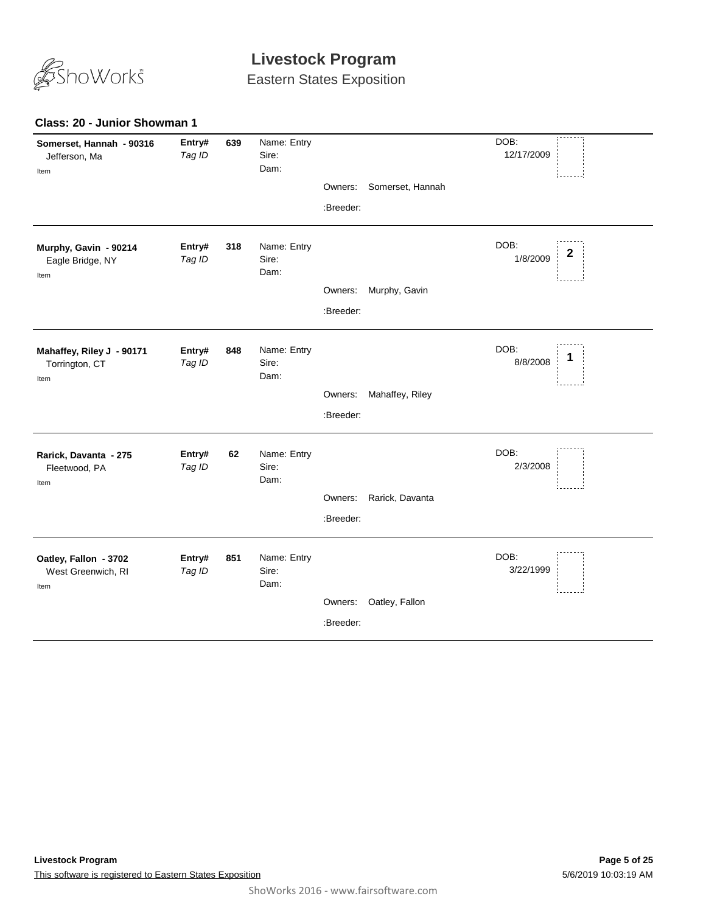# Livestock Program

## Eastern States Exposition

### Class: 20 - Junior Showman 1

**Somerset, Hannah - 90316**
Jefferson, Ma
Item

**Entry#** 639
*Tag ID*

Name: Entry
Sire:
Dam:

Owners: Somerset, Hannah

:Breeder:

DOB: 12/17/2009

---

**Murphy, Gavin - 90214**
Eagle Bridge, NY
Item

**Entry#** 318
*Tag ID*

Name: Entry
Sire:
Dam:

Owners: Murphy, Gavin

:Breeder:

DOB: 1/8/2009

**2**

---

**Mahaffey, Riley J - 90171**
Torrington, CT
Item

**Entry#** 848
*Tag ID*

Name: Entry
Sire:
Dam:

Owners: Mahaffey, Riley

:Breeder:

DOB: 8/8/2008

**1**

---

**Rarick, Davanta - 275**
Fleetwood, PA
Item

**Entry#** 62
*Tag ID*

Name: Entry
Sire:
Dam:

Owners: Rarick, Davanta

:Breeder:

DOB: 2/3/2008

---

**Oatley, Fallon - 3702**
West Greenwich, RI
Item

**Entry#** 851
*Tag ID*

Name: Entry
Sire:
Dam:

Owners: Oatley, Fallon

:Breeder:

DOB: 3/22/1999

---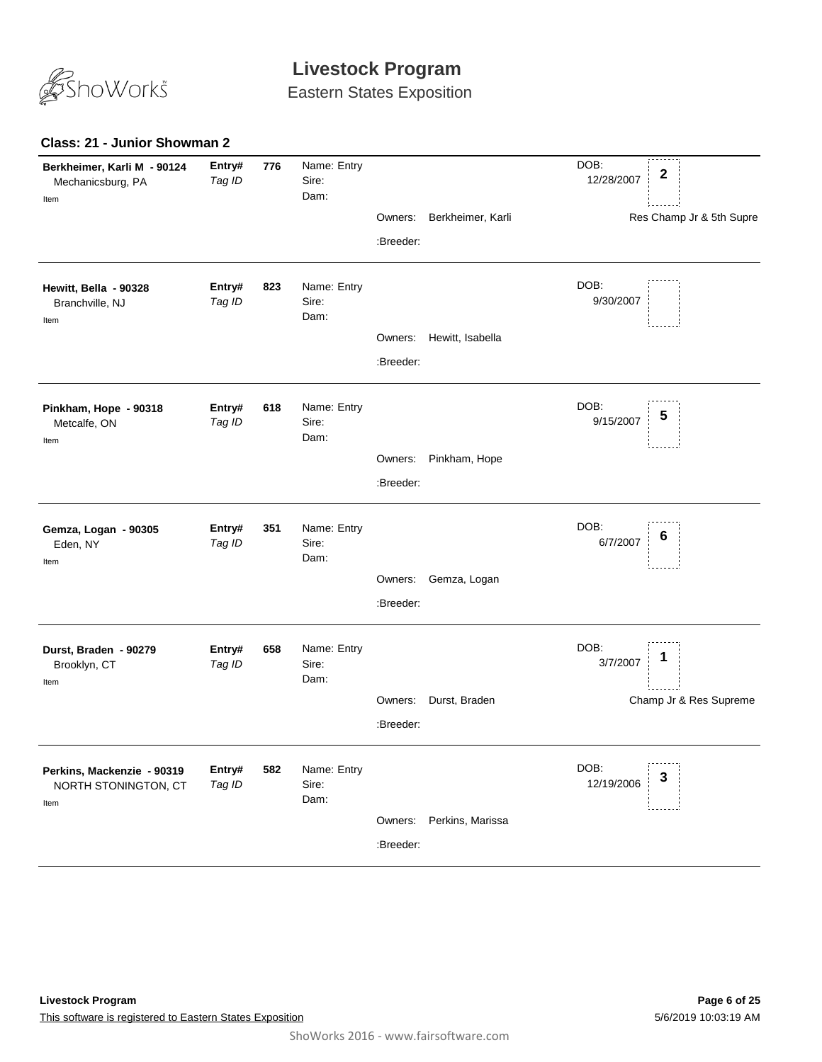# Livestock Program

Eastern States Exposition

### Class: 21 - Junior Showman 2

**Berkheimer, Karli M - 90124**
Mechanicsburg, PA
Item

**Entry#** 776 *Tag ID*
Name: Entry
Sire:
Dam:
Owners: Berkheimer, Karli
:Breeder:
DOB: 12/28/2007
**2**
Res Champ Jr & 5th Supre

---

**Hewitt, Bella - 90328**
Branchville, NJ
Item

**Entry#** 823 *Tag ID*
Name: Entry
Sire:
Dam:
Owners: Hewitt, Isabella
:Breeder:
DOB: 9/30/2007

---

**Pinkham, Hope - 90318**
Metcalfe, ON
Item

**Entry#** 618 *Tag ID*
Name: Entry
Sire:
Dam:
Owners: Pinkham, Hope
:Breeder:
DOB: 9/15/2007
**5**

---

**Gemza, Logan - 90305**
Eden, NY
Item

**Entry#** 351 *Tag ID*
Name: Entry
Sire:
Dam:
Owners: Gemza, Logan
:Breeder:
DOB: 6/7/2007
**6**

---

**Durst, Braden - 90279**
Brooklyn, CT
Item

**Entry#** 658 *Tag ID*
Name: Entry
Sire:
Dam:
Owners: Durst, Braden
:Breeder:
DOB: 3/7/2007
**1**
Champ Jr & Res Supreme

---

**Perkins, Mackenzie - 90319**
NORTH STONINGTON, CT
Item

**Entry#** 582 *Tag ID*
Name: Entry
Sire:
Dam:
Owners: Perkins, Marissa
:Breeder:
DOB: 12/19/2006
**3**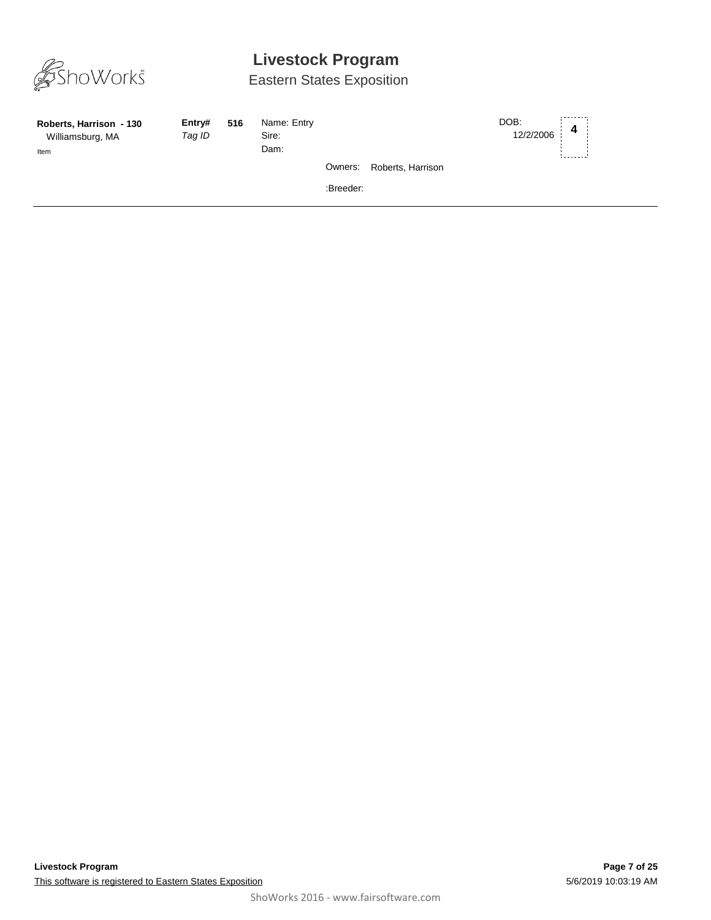# Livestock Program

Eastern States Exposition

**Roberts, Harrison - 130**
Williamsburg, MA
Item

**Entry#** **516**
*Tag ID*

Name: Entry
Sire:
Dam:

Owners: Roberts, Harrison

:Breeder:

DOB:
12/2/2006

**4**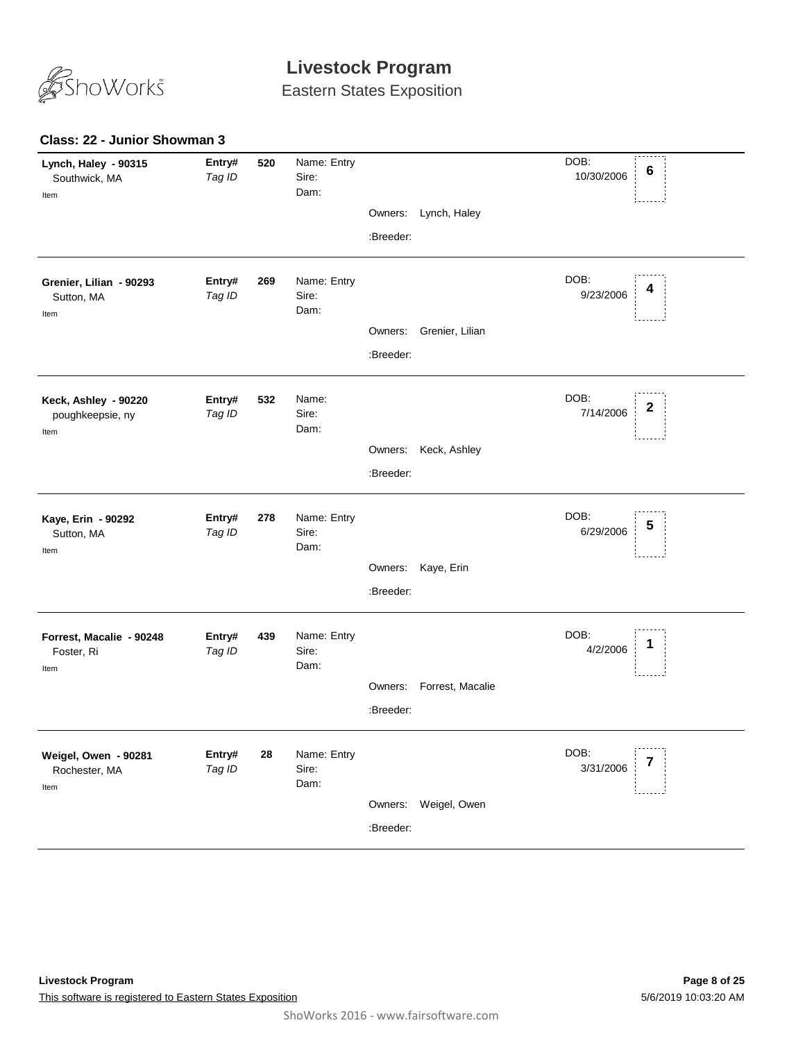# Livestock Program

Eastern States Exposition

### Class: 22 - Junior Showman 3

| Exhibitor | Entry# / Tag ID | Entry# | Name / Sire / Dam | Owners / Breeder | DOB | Place |
|---|---|---|---|---|---|---|
| **Lynch, Haley - 90315**<br>Southwick, MA<br>Item | **Entry#**<br>*Tag ID* | **520** | Name: Entry<br>Sire:<br>Dam: | Owners: Lynch, Haley<br>:Breeder: | DOB:<br>10/30/2006 | **6** |
| **Grenier, Lilian - 90293**<br>Sutton, MA<br>Item | **Entry#**<br>*Tag ID* | **269** | Name: Entry<br>Sire:<br>Dam: | Owners: Grenier, Lilian<br>:Breeder: | DOB:<br>9/23/2006 | **4** |
| **Keck, Ashley - 90220**<br>poughkeepsie, ny<br>Item | **Entry#**<br>*Tag ID* | **532** | Name:<br>Sire:<br>Dam: | Owners: Keck, Ashley<br>:Breeder: | DOB:<br>7/14/2006 | **2** |
| **Kaye, Erin - 90292**<br>Sutton, MA<br>Item | **Entry#**<br>*Tag ID* | **278** | Name: Entry<br>Sire:<br>Dam: | Owners: Kaye, Erin<br>:Breeder: | DOB:<br>6/29/2006 | **5** |
| **Forrest, Macalie - 90248**<br>Foster, Ri<br>Item | **Entry#**<br>*Tag ID* | **439** | Name: Entry<br>Sire:<br>Dam: | Owners: Forrest, Macalie<br>:Breeder: | DOB:<br>4/2/2006 | **1** |
| **Weigel, Owen - 90281**<br>Rochester, MA<br>Item | **Entry#**<br>*Tag ID* | **28** | Name: Entry<br>Sire:<br>Dam: | Owners: Weigel, Owen<br>:Breeder: | DOB:<br>3/31/2006 | **7** |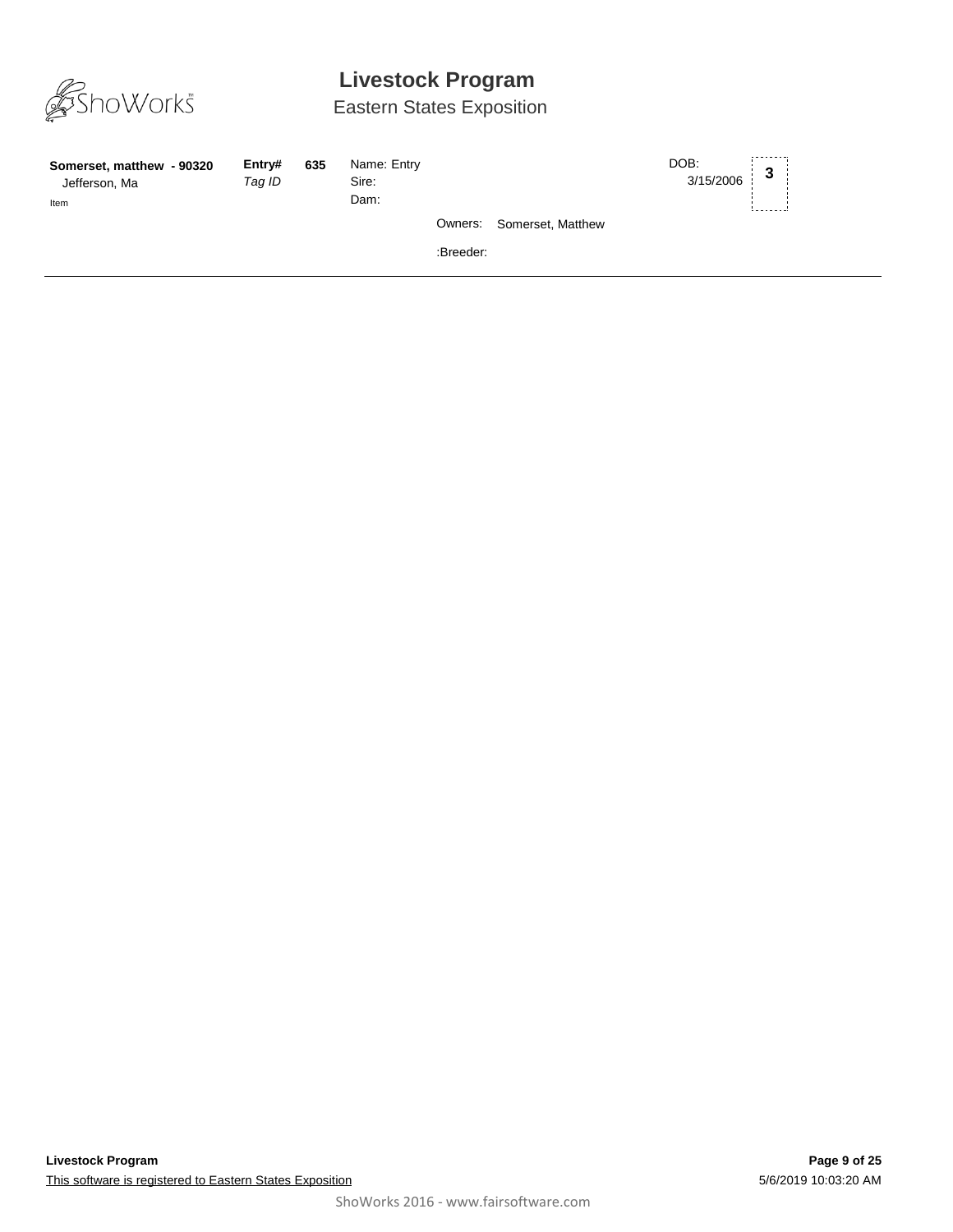# Livestock Program

Eastern States Exposition

**Somerset, matthew - 90320**
Jefferson, Ma
Item

**Entry#** **635**
*Tag ID*

Name: Entry
Sire:
Dam:

Owners: Somerset, Matthew

:Breeder:

DOB:
3/15/2006

**3**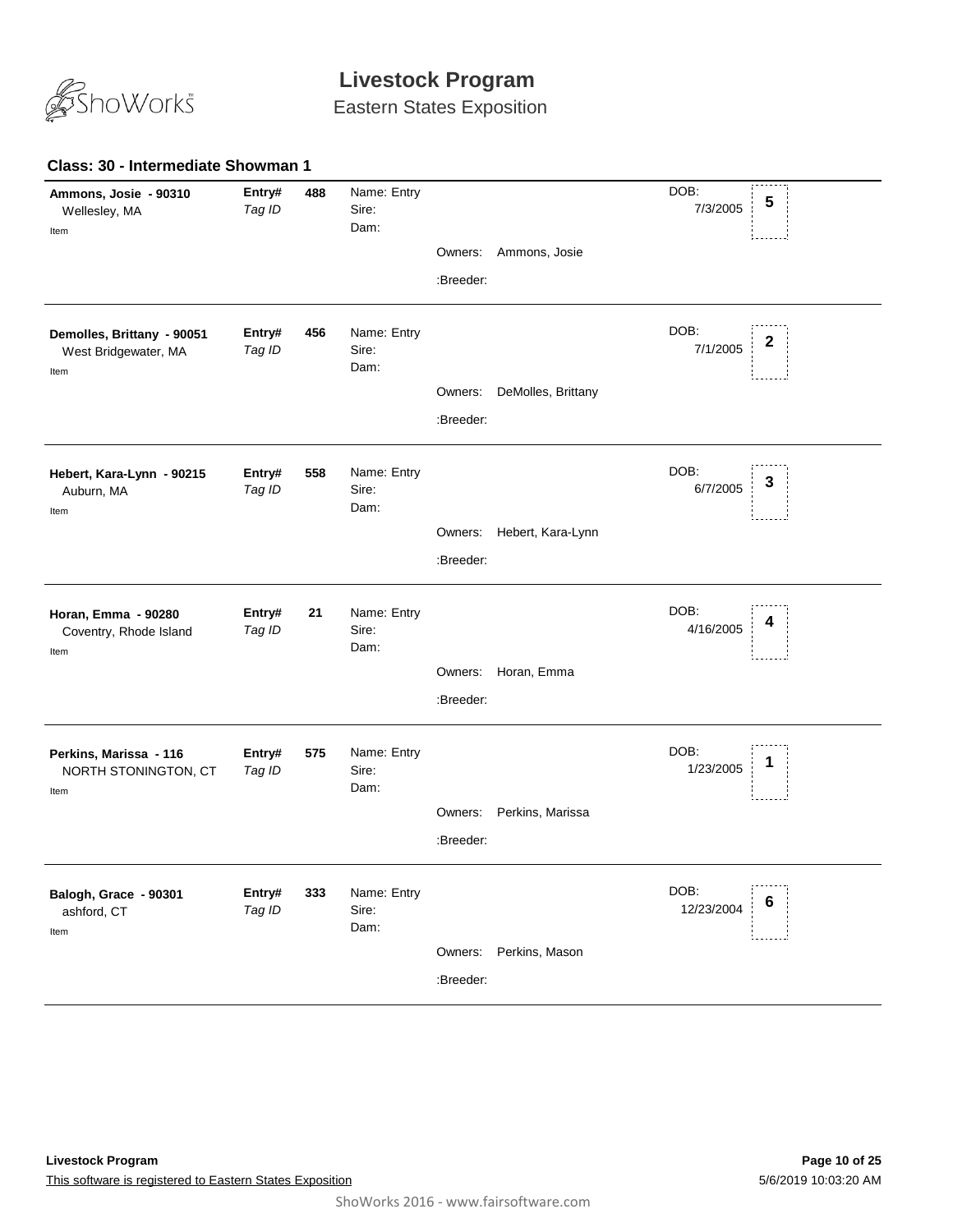# Livestock Program

Eastern States Exposition

### Class: 30 - Intermediate Showman 1

**Ammons, Josie - 90310**
Wellesley, MA
Item

**Entry#** 488
*Tag ID*

Name: Entry
Sire:
Dam:

Owners: Ammons, Josie
:Breeder:

DOB: 7/3/2005

**5**

---

**Demolles, Brittany - 90051**
West Bridgewater, MA
Item

**Entry#** 456
*Tag ID*

Name: Entry
Sire:
Dam:

Owners: DeMolles, Brittany
:Breeder:

DOB: 7/1/2005

**2**

---

**Hebert, Kara-Lynn - 90215**
Auburn, MA
Item

**Entry#** 558
*Tag ID*

Name: Entry
Sire:
Dam:

Owners: Hebert, Kara-Lynn
:Breeder:

DOB: 6/7/2005

**3**

---

**Horan, Emma - 90280**
Coventry, Rhode Island
Item

**Entry#** 21
*Tag ID*

Name: Entry
Sire:
Dam:

Owners: Horan, Emma
:Breeder:

DOB: 4/16/2005

**4**

---

**Perkins, Marissa - 116**
NORTH STONINGTON, CT
Item

**Entry#** 575
*Tag ID*

Name: Entry
Sire:
Dam:

Owners: Perkins, Marissa
:Breeder:

DOB: 1/23/2005

**1**

---

**Balogh, Grace - 90301**
ashford, CT
Item

**Entry#** 333
*Tag ID*

Name: Entry
Sire:
Dam:

Owners: Perkins, Mason
:Breeder:

DOB: 12/23/2004

**6**

---

**Livestock Program**

This software is registered to Eastern States Exposition

5/6/2019 10:03:20 AM

ShoWorks 2016 - www.fairsoftware.com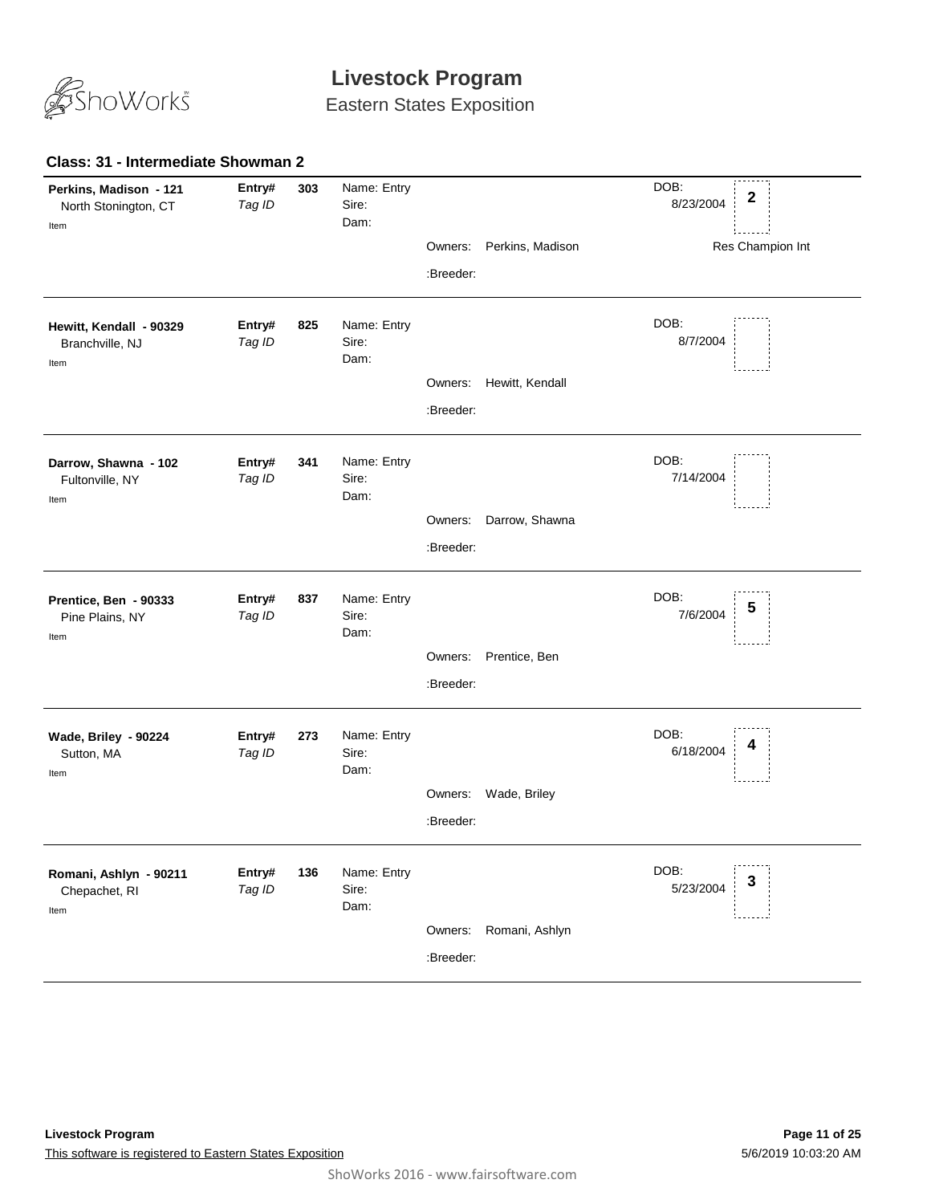# Livestock Program

Eastern States Exposition

## Class: 31 - Intermediate Showman 2

**Perkins, Madison - 121**
North Stonington, CT
Item

**Entry#** 303
*Tag ID*

Name: Entry
Sire:
Dam:

Owners: Perkins, Madison
:Breeder:

DOB: 8/23/2004

**2**

Res Champion Int

---

**Hewitt, Kendall - 90329**
Branchville, NJ
Item

**Entry#** 825
*Tag ID*

Name: Entry
Sire:
Dam:

Owners: Hewitt, Kendall
:Breeder:

DOB: 8/7/2004

---

**Darrow, Shawna - 102**
Fultonville, NY
Item

**Entry#** 341
*Tag ID*

Name: Entry
Sire:
Dam:

Owners: Darrow, Shawna
:Breeder:

DOB: 7/14/2004

---

**Prentice, Ben - 90333**
Pine Plains, NY
Item

**Entry#** 837
*Tag ID*

Name: Entry
Sire:
Dam:

Owners: Prentice, Ben
:Breeder:

DOB: 7/6/2004

**5**

---

**Wade, Briley - 90224**
Sutton, MA
Item

**Entry#** 273
*Tag ID*

Name: Entry
Sire:
Dam:

Owners: Wade, Briley
:Breeder:

DOB: 6/18/2004

**4**

---

**Romani, Ashlyn - 90211**
Chepachet, RI
Item

**Entry#** 136
*Tag ID*

Name: Entry
Sire:
Dam:

Owners: Romani, Ashlyn
:Breeder:

DOB: 5/23/2004

**3**

---

**Livestock Program**
This software is registered to Eastern States Exposition

5/6/2019 10:03:20 AM

ShoWorks 2016 - www.fairsoftware.com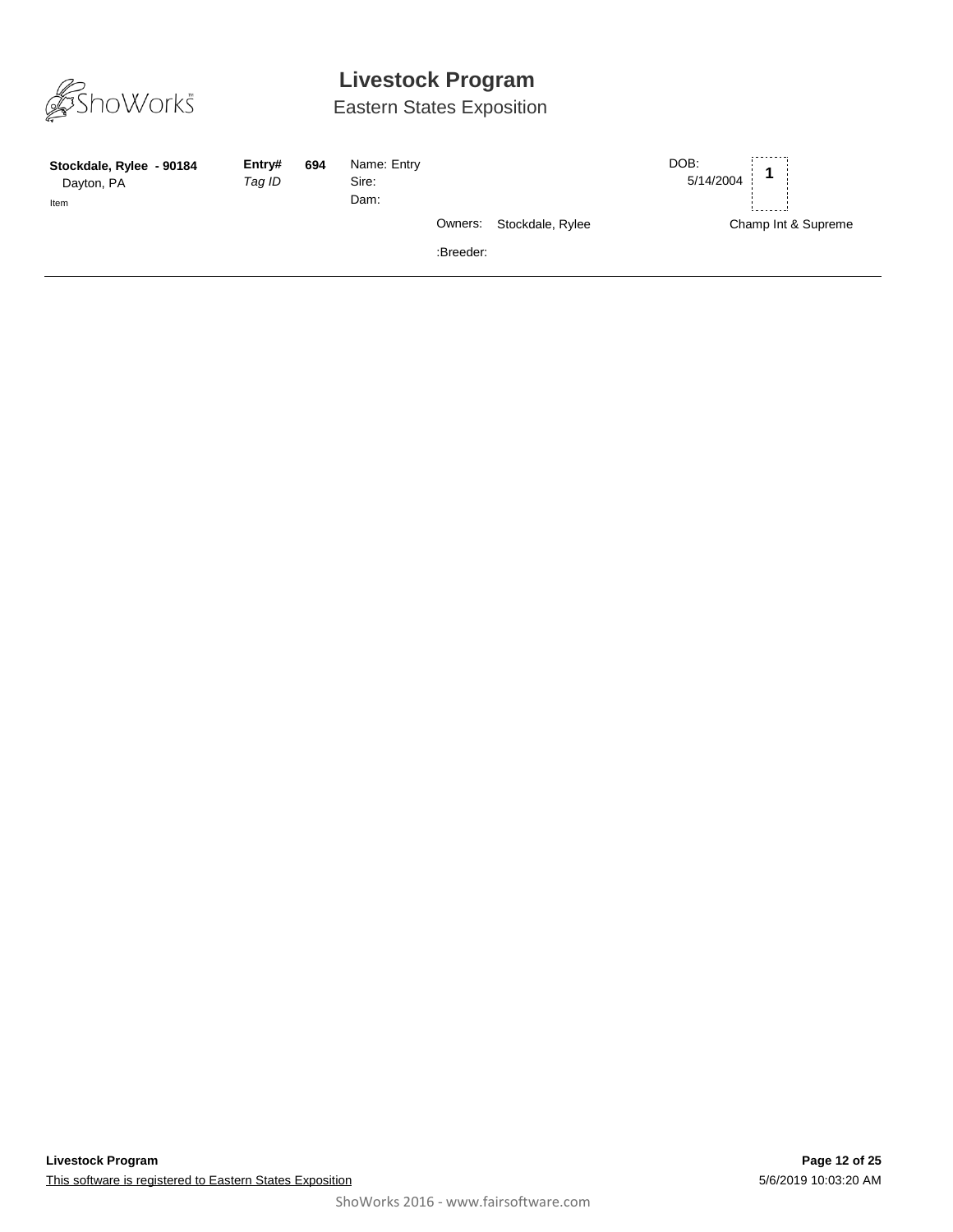# Livestock Program

Eastern States Exposition

**Stockdale, Rylee - 90184**
Dayton, PA
Item

**Entry#** **694**
*Tag ID*

Name: Entry
Sire:
Dam:

Owners: Stockdale, Rylee

:Breeder:

DOB:
5/14/2004

**1**

Champ Int & Supreme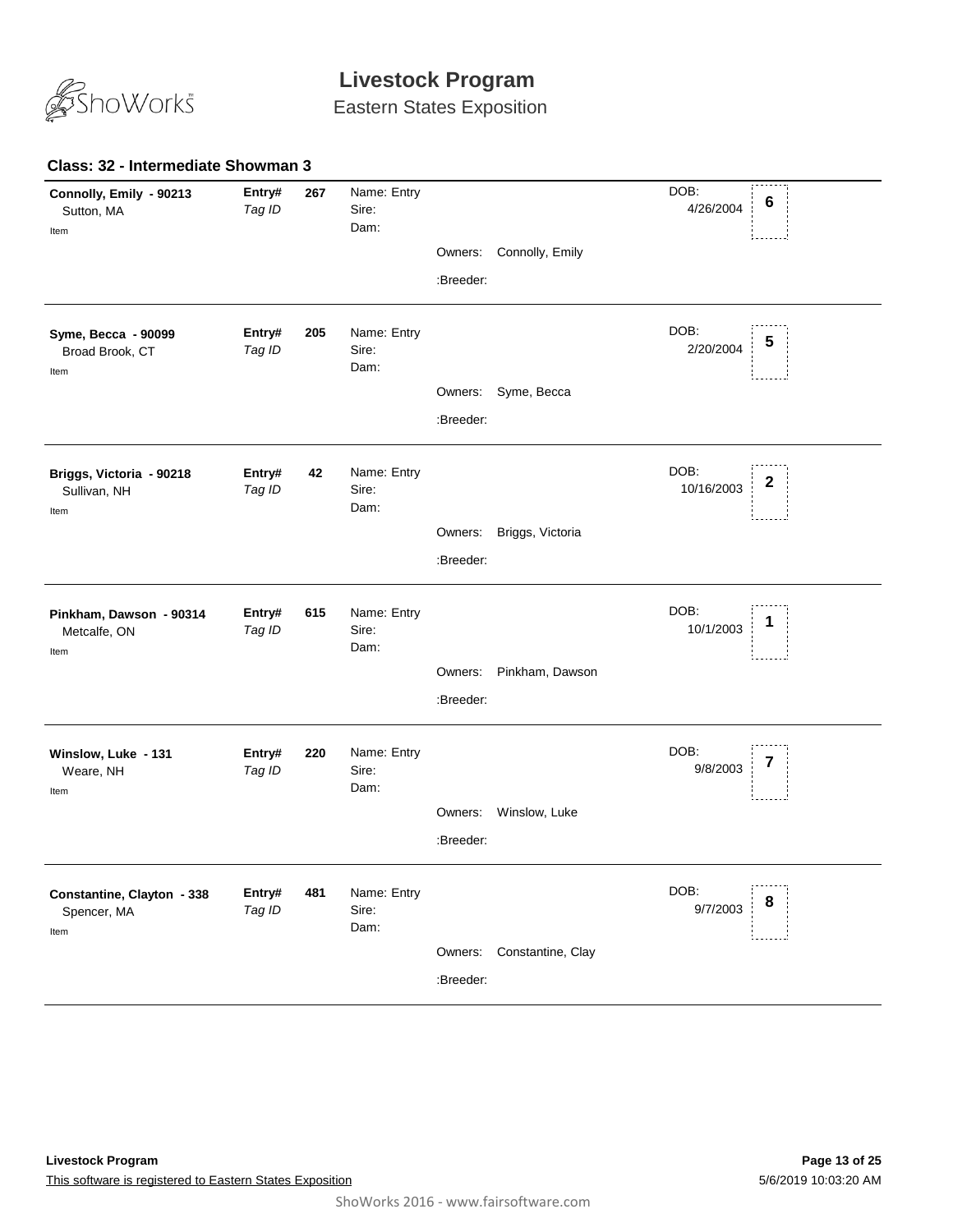# Livestock Program

Eastern States Exposition

### Class: 32 - Intermediate Showman 3

**Connolly, Emily - 90213**
Sutton, MA
Item

**Entry#** 267
*Tag ID*

Name: Entry
Sire:
Dam:

Owners: Connolly, Emily
:Breeder:

DOB: 4/26/2004

**6**

---

**Syme, Becca - 90099**
Broad Brook, CT
Item

**Entry#** 205
*Tag ID*

Name: Entry
Sire:
Dam:

Owners: Syme, Becca
:Breeder:

DOB: 2/20/2004

**5**

---

**Briggs, Victoria - 90218**
Sullivan, NH
Item

**Entry#** 42
*Tag ID*

Name: Entry
Sire:
Dam:

Owners: Briggs, Victoria
:Breeder:

DOB: 10/16/2003

**2**

---

**Pinkham, Dawson - 90314**
Metcalfe, ON
Item

**Entry#** 615
*Tag ID*

Name: Entry
Sire:
Dam:

Owners: Pinkham, Dawson
:Breeder:

DOB: 10/1/2003

**1**

---

**Winslow, Luke - 131**
Weare, NH
Item

**Entry#** 220
*Tag ID*

Name: Entry
Sire:
Dam:

Owners: Winslow, Luke
:Breeder:

DOB: 9/8/2003

**7**

---

**Constantine, Clayton - 338**
Spencer, MA
Item

**Entry#** 481
*Tag ID*

Name: Entry
Sire:
Dam:

Owners: Constantine, Clay
:Breeder:

DOB: 9/7/2003

**8**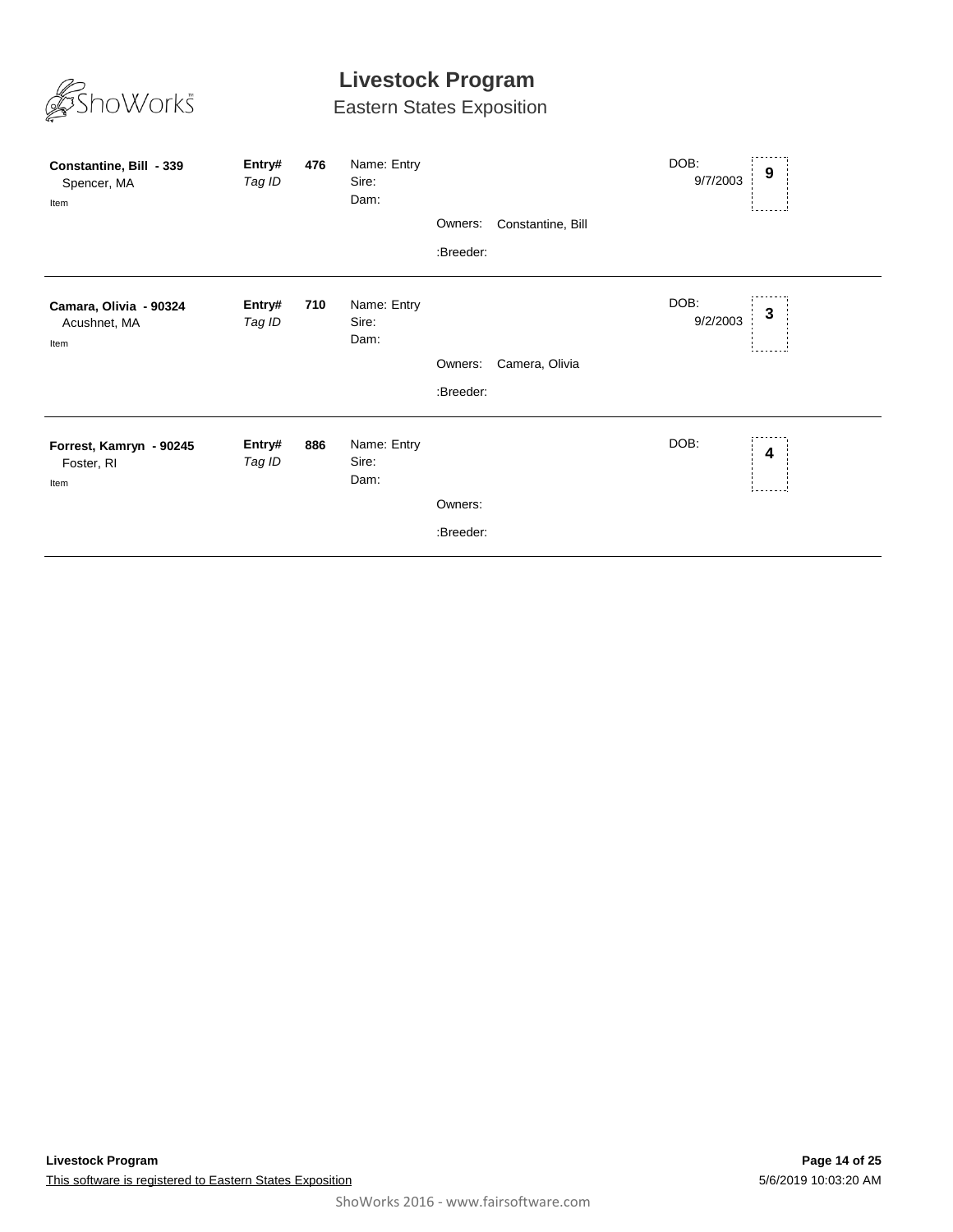# Livestock Program

## Eastern States Exposition

**Constantine, Bill - 339**
Spencer, MA
Item

**Entry#** **476**
*Tag ID*

Name: Entry
Sire:
Dam:

Owners: Constantine, Bill

:Breeder:

DOB: 9/7/2003

**9**

---

**Camara, Olivia - 90324**
Acushnet, MA
Item

**Entry#** **710**
*Tag ID*

Name: Entry
Sire:
Dam:

Owners: Camera, Olivia

:Breeder:

DOB: 9/2/2003

**3**

---

**Forrest, Kamryn - 90245**
Foster, RI
Item

**Entry#** **886**
*Tag ID*

Name: Entry
Sire:
Dam:

Owners:

:Breeder:

DOB:

**4**

---

This software is registered to Eastern States Exposition

5/6/2019 10:03:20 AM

ShoWorks 2016 - www.fairsoftware.com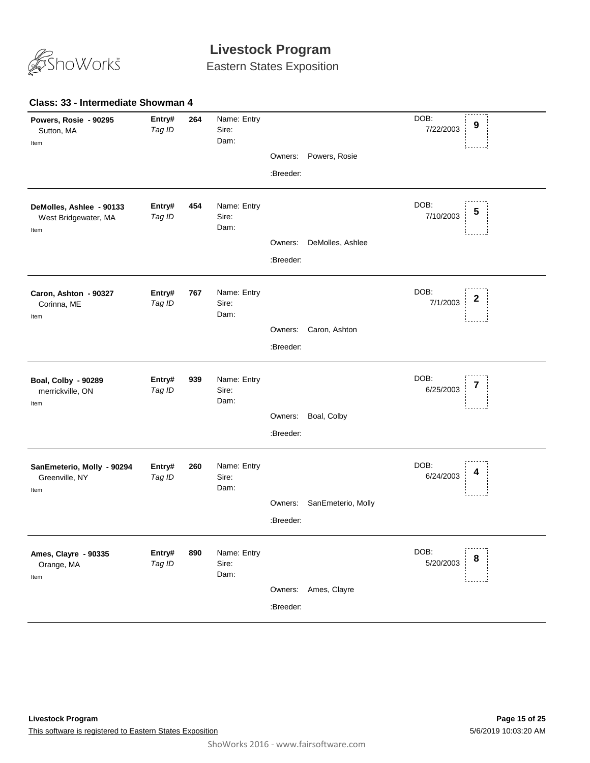# Livestock Program

Eastern States Exposition

### Class: 33 - Intermediate Showman 4

**Powers, Rosie - 90295**
Sutton, MA
Item

**Entry#** **264**
*Tag ID*

Name: Entry
Sire:
Dam:

Owners: Powers, Rosie
:Breeder:

DOB: 7/22/2003

**9**

---

**DeMolles, Ashlee - 90133**
West Bridgewater, MA
Item

**Entry#** **454**
*Tag ID*

Name: Entry
Sire:
Dam:

Owners: DeMolles, Ashlee
:Breeder:

DOB: 7/10/2003

**5**

---

**Caron, Ashton - 90327**
Corinna, ME
Item

**Entry#** **767**
*Tag ID*

Name: Entry
Sire:
Dam:

Owners: Caron, Ashton
:Breeder:

DOB: 7/1/2003

**2**

---

**Boal, Colby - 90289**
merrickville, ON
Item

**Entry#** **939**
*Tag ID*

Name: Entry
Sire:
Dam:

Owners: Boal, Colby
:Breeder:

DOB: 6/25/2003

**7**

---

**SanEmeterio, Molly - 90294**
Greenville, NY
Item

**Entry#** **260**
*Tag ID*

Name: Entry
Sire:
Dam:

Owners: SanEmeterio, Molly
:Breeder:

DOB: 6/24/2003

**4**

---

**Ames, Clayre - 90335**
Orange, MA
Item

**Entry#** **890**
*Tag ID*

Name: Entry
Sire:
Dam:

Owners: Ames, Clayre
:Breeder:

DOB: 5/20/2003

**8**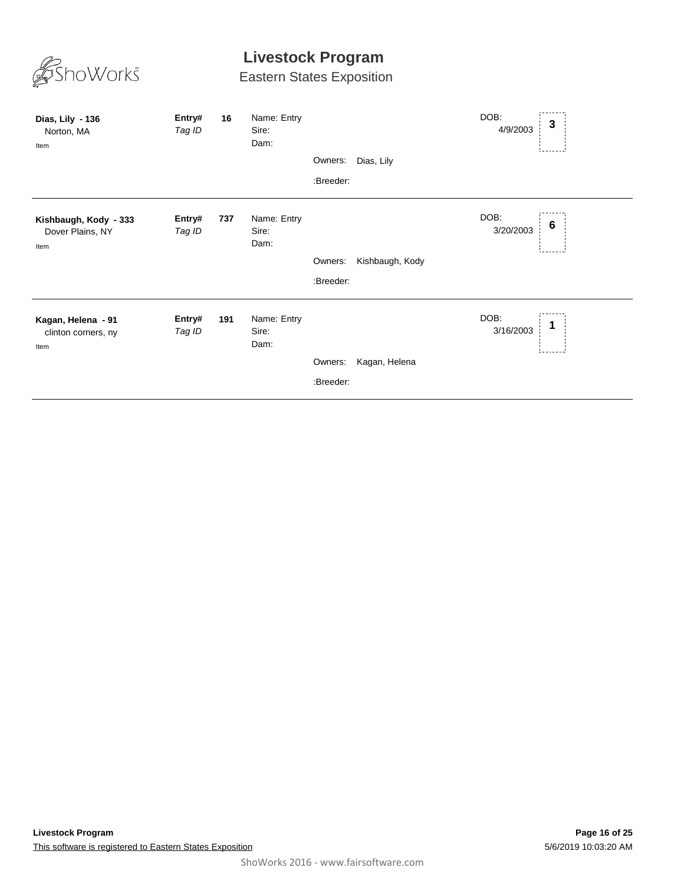# Livestock Program

## Eastern States Exposition

**Dias, Lily - 136**
Norton, MA
Item

**Entry#** **16**
*Tag ID*

Name: Entry
Sire:
Dam:

Owners: Dias, Lily

:Breeder:

DOB: 4/9/2003

**3**

---

**Kishbaugh, Kody - 333**
Dover Plains, NY
Item

**Entry#** **737**
*Tag ID*

Name: Entry
Sire:
Dam:

Owners: Kishbaugh, Kody

:Breeder:

DOB: 3/20/2003

**6**

---

**Kagan, Helena - 91**
clinton corners, ny
Item

**Entry#** **191**
*Tag ID*

Name: Entry
Sire:
Dam:

Owners: Kagan, Helena

:Breeder:

DOB: 3/16/2003

**1**

---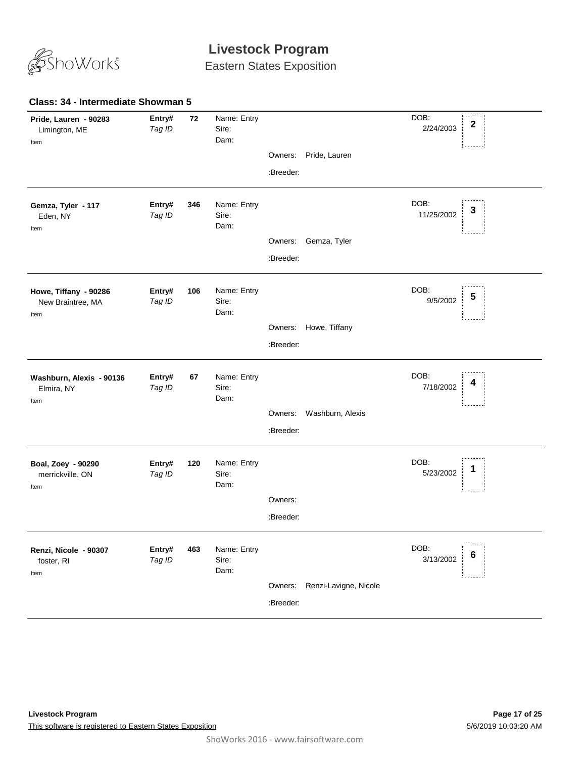# Livestock Program

Eastern States Exposition

### Class: 34 - Intermediate Showman 5

**Pride, Lauren - 90283**
Limington, ME
Item

**Entry#** 72
*Tag ID*

Name: Entry
Sire:
Dam:

Owners: Pride, Lauren
:Breeder:

DOB: 2/24/2003

**2**

---

**Gemza, Tyler - 117**
Eden, NY
Item

**Entry#** 346
*Tag ID*

Name: Entry
Sire:
Dam:

Owners: Gemza, Tyler
:Breeder:

DOB: 11/25/2002

**3**

---

**Howe, Tiffany - 90286**
New Braintree, MA
Item

**Entry#** 106
*Tag ID*

Name: Entry
Sire:
Dam:

Owners: Howe, Tiffany
:Breeder:

DOB: 9/5/2002

**5**

---

**Washburn, Alexis - 90136**
Elmira, NY
Item

**Entry#** 67
*Tag ID*

Name: Entry
Sire:
Dam:

Owners: Washburn, Alexis
:Breeder:

DOB: 7/18/2002

**4**

---

**Boal, Zoey - 90290**
merrickville, ON
Item

**Entry#** 120
*Tag ID*

Name: Entry
Sire:
Dam:

Owners:
:Breeder:

DOB: 5/23/2002

**1**

---

**Renzi, Nicole - 90307**
foster, RI
Item

**Entry#** 463
*Tag ID*

Name: Entry
Sire:
Dam:

Owners: Renzi-Lavigne, Nicole
:Breeder:

DOB: 3/13/2002

**6**

---

**Livestock Program**

This software is registered to Eastern States Exposition

5/6/2019 10:03:20 AM

ShoWorks 2016 - www.fairsoftware.com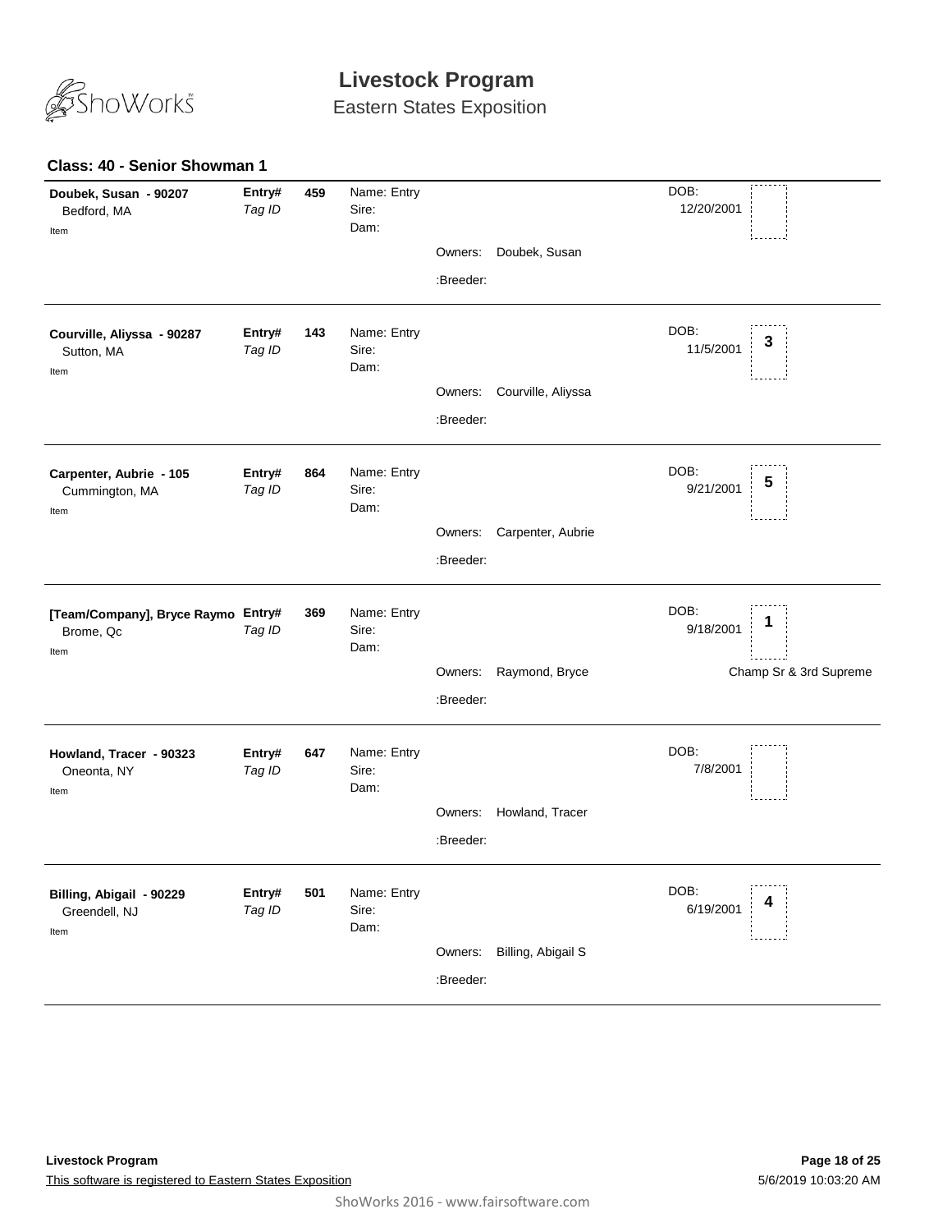# Livestock Program

Eastern States Exposition

### Class: 40 - Senior Showman 1

| Exhibitor | Entry# / Tag ID | | Name / Sire / Dam | Owners / Breeder | DOB | Place |
|---|---|---|---|---|---|---|
| **Doubek, Susan - 90207**<br>Bedford, MA<br>Item | **Entry#**<br>*Tag ID* | **459** | Name: Entry<br>Sire:<br>Dam: | Owners: Doubek, Susan<br>:Breeder: | DOB:<br>12/20/2001 | |
| **Courville, Aliyssa - 90287**<br>Sutton, MA<br>Item | **Entry#**<br>*Tag ID* | **143** | Name: Entry<br>Sire:<br>Dam: | Owners: Courville, Aliyssa<br>:Breeder: | DOB:<br>11/5/2001 | **3** |
| **Carpenter, Aubrie - 105**<br>Cummington, MA<br>Item | **Entry#**<br>*Tag ID* | **864** | Name: Entry<br>Sire:<br>Dam: | Owners: Carpenter, Aubrie<br>:Breeder: | DOB:<br>9/21/2001 | **5** |
| **[Team/Company], Bryce Raymo**<br>Brome, Qc<br>Item | **Entry#**<br>*Tag ID* | **369** | Name: Entry<br>Sire:<br>Dam: | Owners: Raymond, Bryce<br>:Breeder: | DOB:<br>9/18/2001 | **1**<br>Champ Sr & 3rd Supreme |
| **Howland, Tracer - 90323**<br>Oneonta, NY<br>Item | **Entry#**<br>*Tag ID* | **647** | Name: Entry<br>Sire:<br>Dam: | Owners: Howland, Tracer<br>:Breeder: | DOB:<br>7/8/2001 | |
| **Billing, Abigail - 90229**<br>Greendell, NJ<br>Item | **Entry#**<br>*Tag ID* | **501** | Name: Entry<br>Sire:<br>Dam: | Owners: Billing, Abigail S<br>:Breeder: | DOB:<br>6/19/2001 | **4** |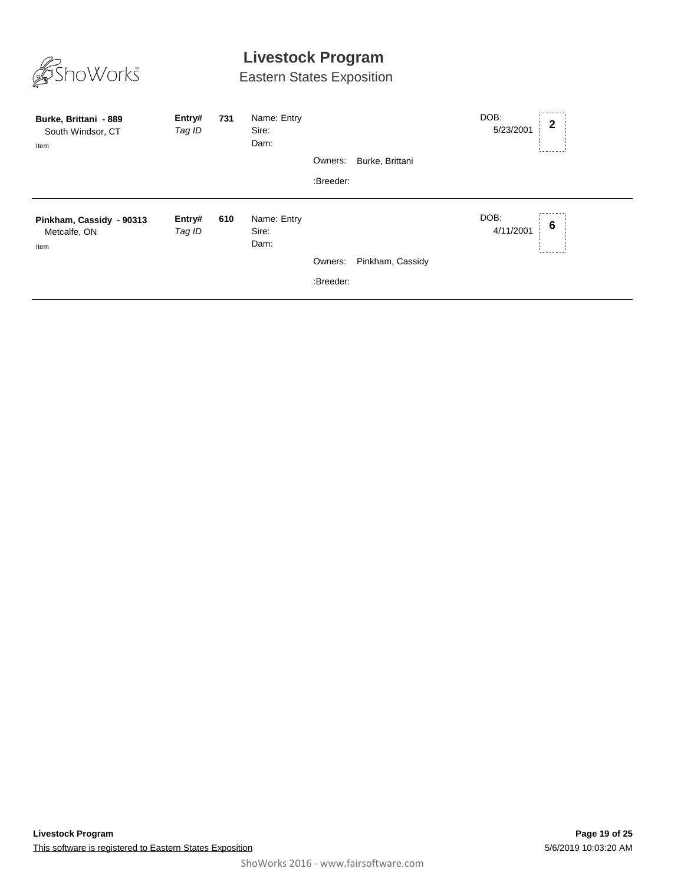# Livestock Program

## Eastern States Exposition

**Burke, Brittani - 889**
South Windsor, CT
Item

**Entry#** **731**
*Tag ID*

Name: Entry
Sire:
Dam:

Owners: Burke, Brittani

:Breeder:

DOB: 5/23/2001

**2**

---

**Pinkham, Cassidy - 90313**
Metcalfe, ON
Item

**Entry#** **610**
*Tag ID*

Name: Entry
Sire:
Dam:

Owners: Pinkham, Cassidy

:Breeder:

DOB: 4/11/2001

**6**

---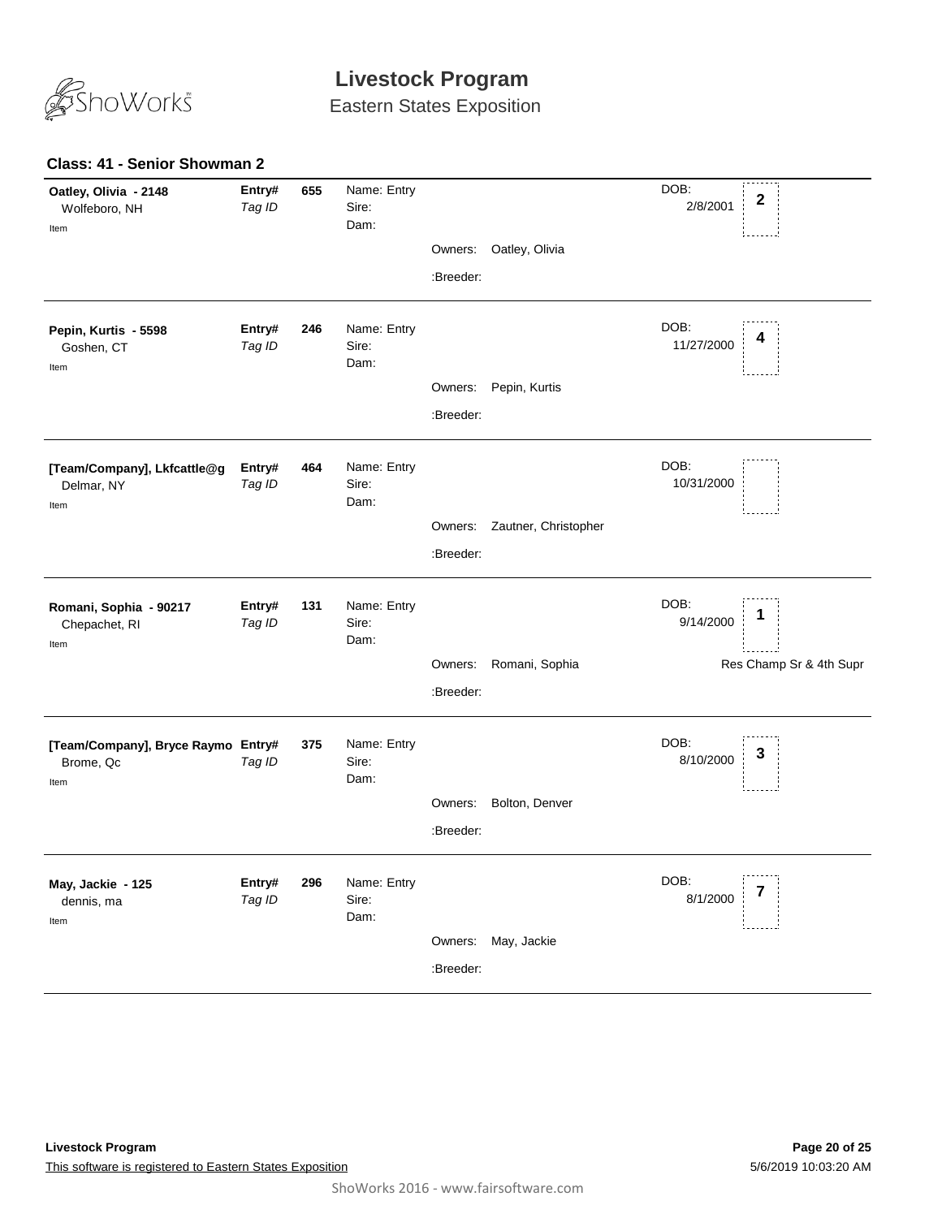# Livestock Program

Eastern States Exposition

### Class: 41 - Senior Showman 2

| Exhibitor | Entry# / Tag ID | Entry | Name / Sire / Dam | Owners / Breeder | DOB | Place |
|---|---|---|---|---|---|---|
| **Oatley, Olivia - 2148**<br>Wolfeboro, NH<br>Item | **Entry#**<br>*Tag ID* | **655** | Name: Entry<br>Sire:<br>Dam: | Owners: Oatley, Olivia<br>:Breeder: | DOB: 2/8/2001 | **2** |
| **Pepin, Kurtis - 5598**<br>Goshen, CT<br>Item | **Entry#**<br>*Tag ID* | **246** | Name: Entry<br>Sire:<br>Dam: | Owners: Pepin, Kurtis<br>:Breeder: | DOB: 11/27/2000 | **4** |
| **[Team/Company], Lkfcattle@g**<br>Delmar, NY<br>Item | **Entry#**<br>*Tag ID* | **464** | Name: Entry<br>Sire:<br>Dam: | Owners: Zautner, Christopher<br>:Breeder: | DOB: 10/31/2000 | |
| **Romani, Sophia - 90217**<br>Chepachet, RI<br>Item | **Entry#**<br>*Tag ID* | **131** | Name: Entry<br>Sire:<br>Dam: | Owners: Romani, Sophia<br>:Breeder: | DOB: 9/14/2000 | **1**<br>Res Champ Sr & 4th Supr |
| **[Team/Company], Bryce Raymo**<br>Brome, Qc<br>Item | **Entry#**<br>*Tag ID* | **375** | Name: Entry<br>Sire:<br>Dam: | Owners: Bolton, Denver<br>:Breeder: | DOB: 8/10/2000 | **3** |
| **May, Jackie - 125**<br>dennis, ma<br>Item | **Entry#**<br>*Tag ID* | **296** | Name: Entry<br>Sire:<br>Dam: | Owners: May, Jackie<br>:Breeder: | DOB: 8/1/2000 | **7** |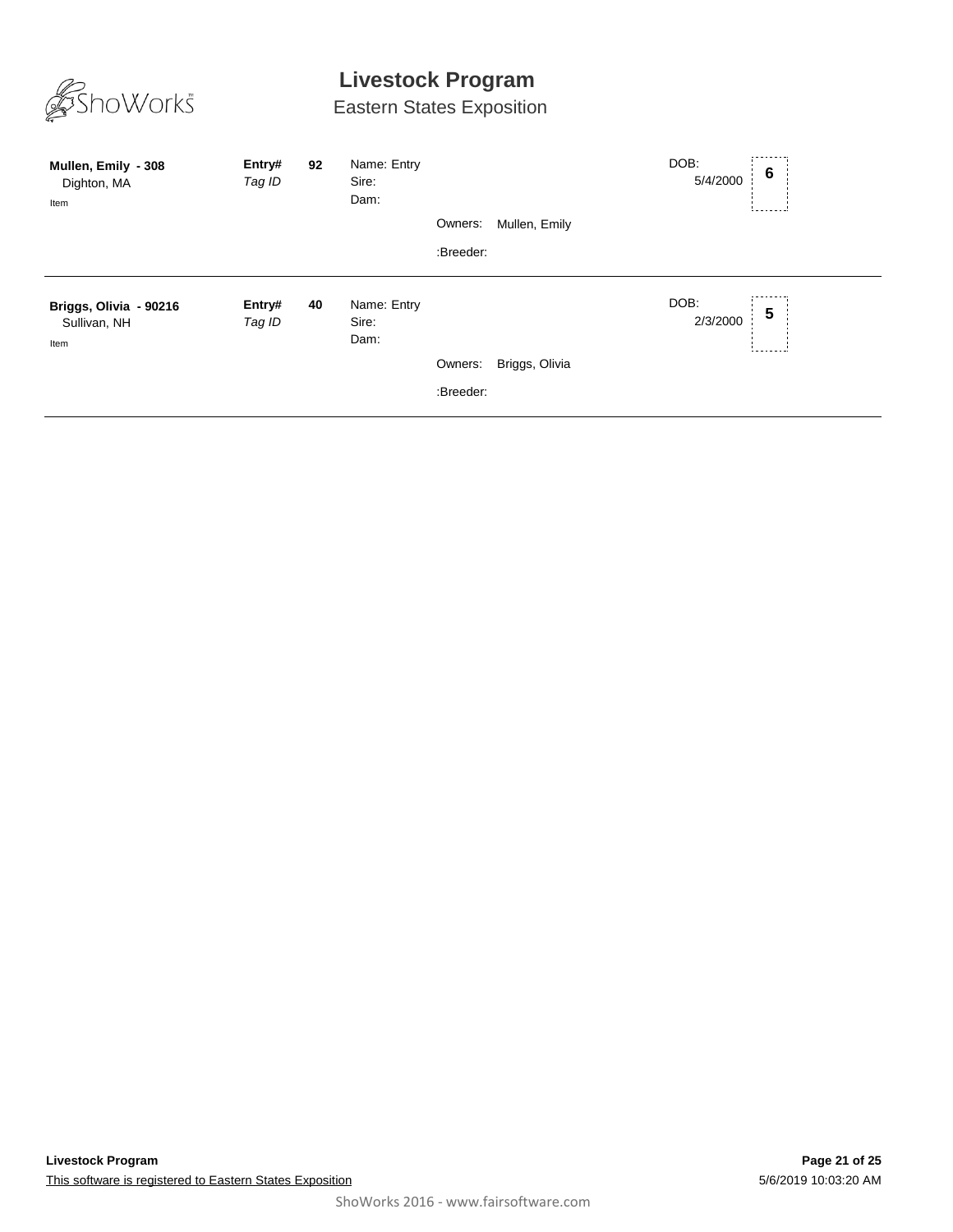# Livestock Program

## Eastern States Exposition

**Mullen, Emily - 308**
Dighton, MA
Item

**Entry#** **92**
*Tag ID*

Name: Entry
Sire:
Dam:

Owners: Mullen, Emily

:Breeder:

DOB: 5/4/2000

**6**

---

**Briggs, Olivia - 90216**
Sullivan, NH
Item

**Entry#** **40**
*Tag ID*

Name: Entry
Sire:
Dam:

Owners: Briggs, Olivia

:Breeder:

DOB: 2/3/2000

**5**

---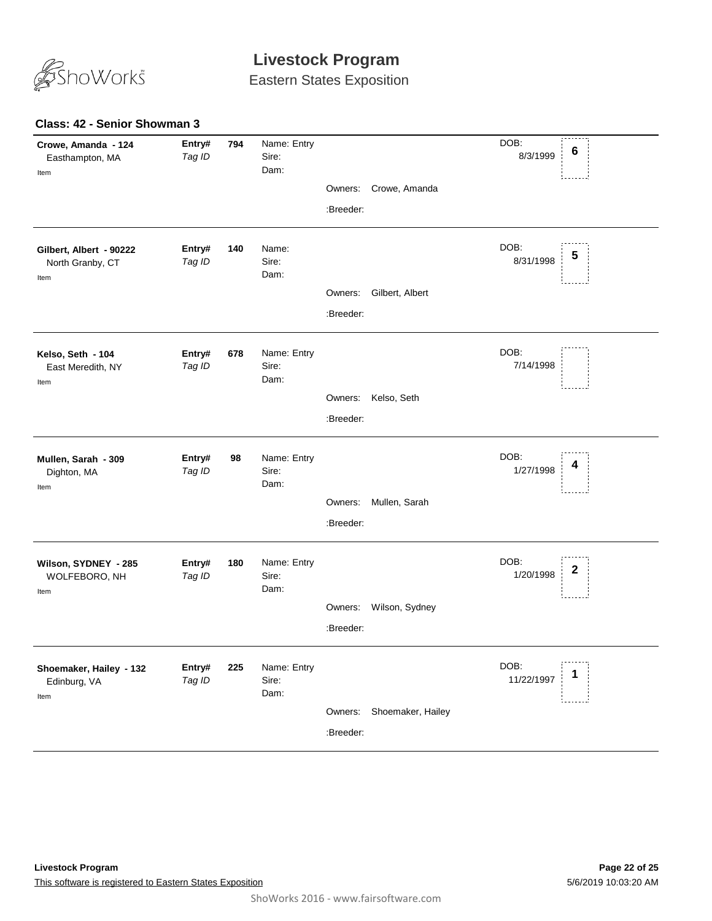# Livestock Program

Eastern States Exposition

## Class: 42 - Senior Showman 3

**Crowe, Amanda - 124**
Easthampton, MA
Item

**Entry#** 794
*Tag ID*

Name: Entry
Sire:
Dam:

Owners: Crowe, Amanda
:Breeder:

DOB: 8/3/1999

**6**

---

**Gilbert, Albert - 90222**
North Granby, CT
Item

**Entry#** 140
*Tag ID*

Name:
Sire:
Dam:

Owners: Gilbert, Albert
:Breeder:

DOB: 8/31/1998

**5**

---

**Kelso, Seth - 104**
East Meredith, NY
Item

**Entry#** 678
*Tag ID*

Name: Entry
Sire:
Dam:

Owners: Kelso, Seth
:Breeder:

DOB: 7/14/1998

---

**Mullen, Sarah - 309**
Dighton, MA
Item

**Entry#** 98
*Tag ID*

Name: Entry
Sire:
Dam:

Owners: Mullen, Sarah
:Breeder:

DOB: 1/27/1998

**4**

---

**Wilson, SYDNEY - 285**
WOLFEBORO, NH
Item

**Entry#** 180
*Tag ID*

Name: Entry
Sire:
Dam:

Owners: Wilson, Sydney
:Breeder:

DOB: 1/20/1998

**2**

---

**Shoemaker, Hailey - 132**
Edinburg, VA
Item

**Entry#** 225
*Tag ID*

Name: Entry
Sire:
Dam:

Owners: Shoemaker, Hailey
:Breeder:

DOB: 11/22/1997

**1**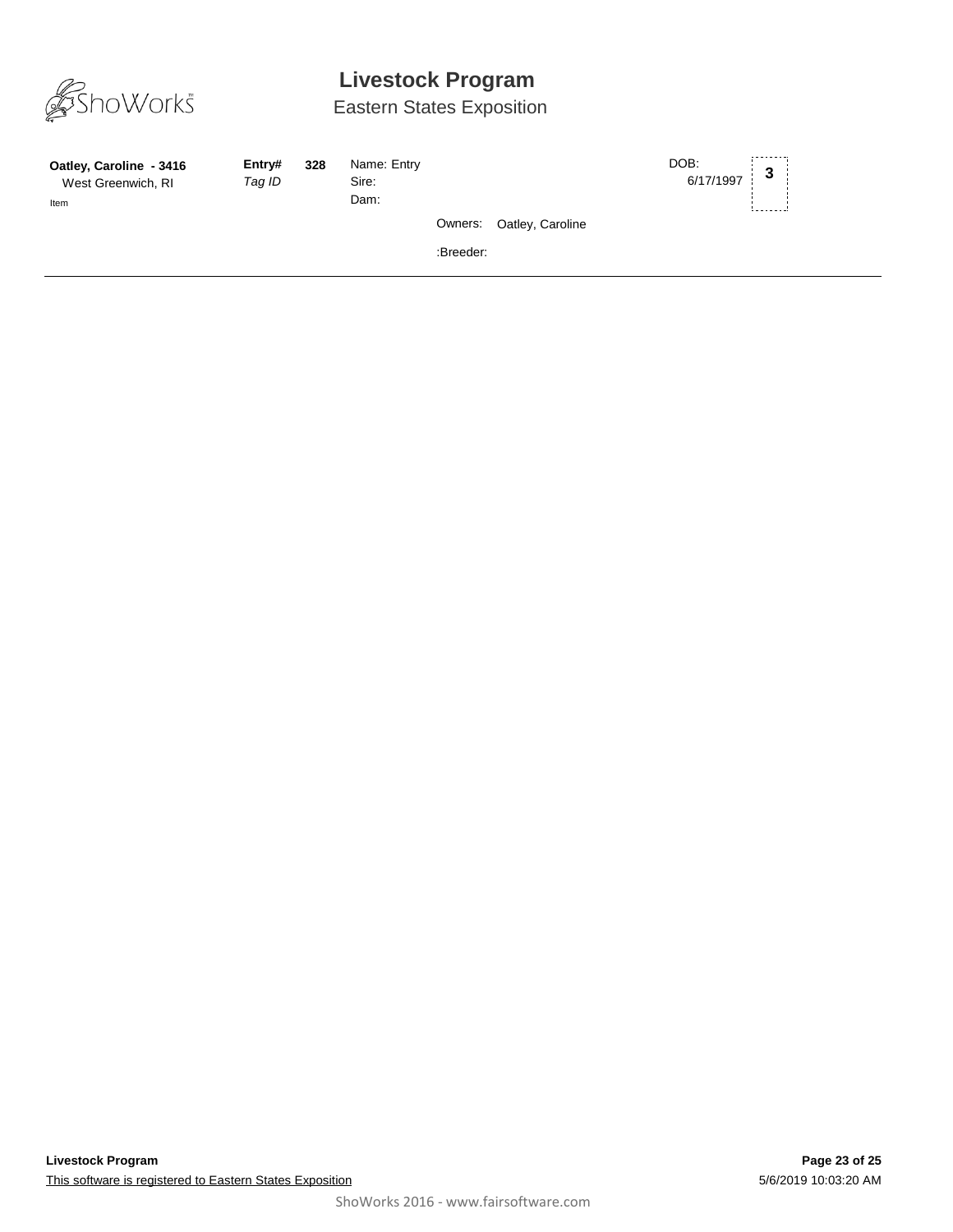# Livestock Program

Eastern States Exposition

**Oatley, Caroline - 3416**
West Greenwich, RI
Item

**Entry#** **328**
*Tag ID*

Name: Entry
Sire:
Dam:

Owners: Oatley, Caroline

:Breeder:

DOB:
6/17/1997

**3**

---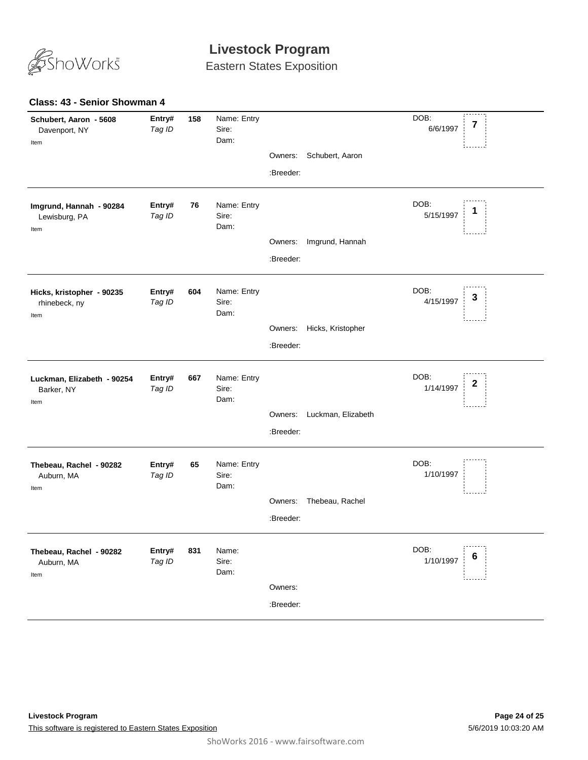# Livestock Program

Eastern States Exposition

### Class: 43 - Senior Showman 4

**Schubert, Aaron - 5608**
Davenport, NY
Item

**Entry#** 158
*Tag ID*

Name: Entry
Sire:
Dam:

Owners: Schubert, Aaron
:Breeder:

DOB: 6/6/1997

**7**

---

**Imgrund, Hannah - 90284**
Lewisburg, PA
Item

**Entry#** 76
*Tag ID*

Name: Entry
Sire:
Dam:

Owners: Imgrund, Hannah
:Breeder:

DOB: 5/15/1997

**1**

---

**Hicks, kristopher - 90235**
rhinebeck, ny
Item

**Entry#** 604
*Tag ID*

Name: Entry
Sire:
Dam:

Owners: Hicks, Kristopher
:Breeder:

DOB: 4/15/1997

**3**

---

**Luckman, Elizabeth - 90254**
Barker, NY
Item

**Entry#** 667
*Tag ID*

Name: Entry
Sire:
Dam:

Owners: Luckman, Elizabeth
:Breeder:

DOB: 1/14/1997

**2**

---

**Thebeau, Rachel - 90282**
Auburn, MA
Item

**Entry#** 65
*Tag ID*

Name: Entry
Sire:
Dam:

Owners: Thebeau, Rachel
:Breeder:

DOB: 1/10/1997

---

**Thebeau, Rachel - 90282**
Auburn, MA
Item

**Entry#** 831
*Tag ID*

Name:
Sire:
Dam:

Owners:
:Breeder:

DOB: 1/10/1997

**6**

---

**Livestock Program**
This software is registered to Eastern States Exposition

5/6/2019 10:03:20 AM

ShoWorks 2016 - www.fairsoftware.com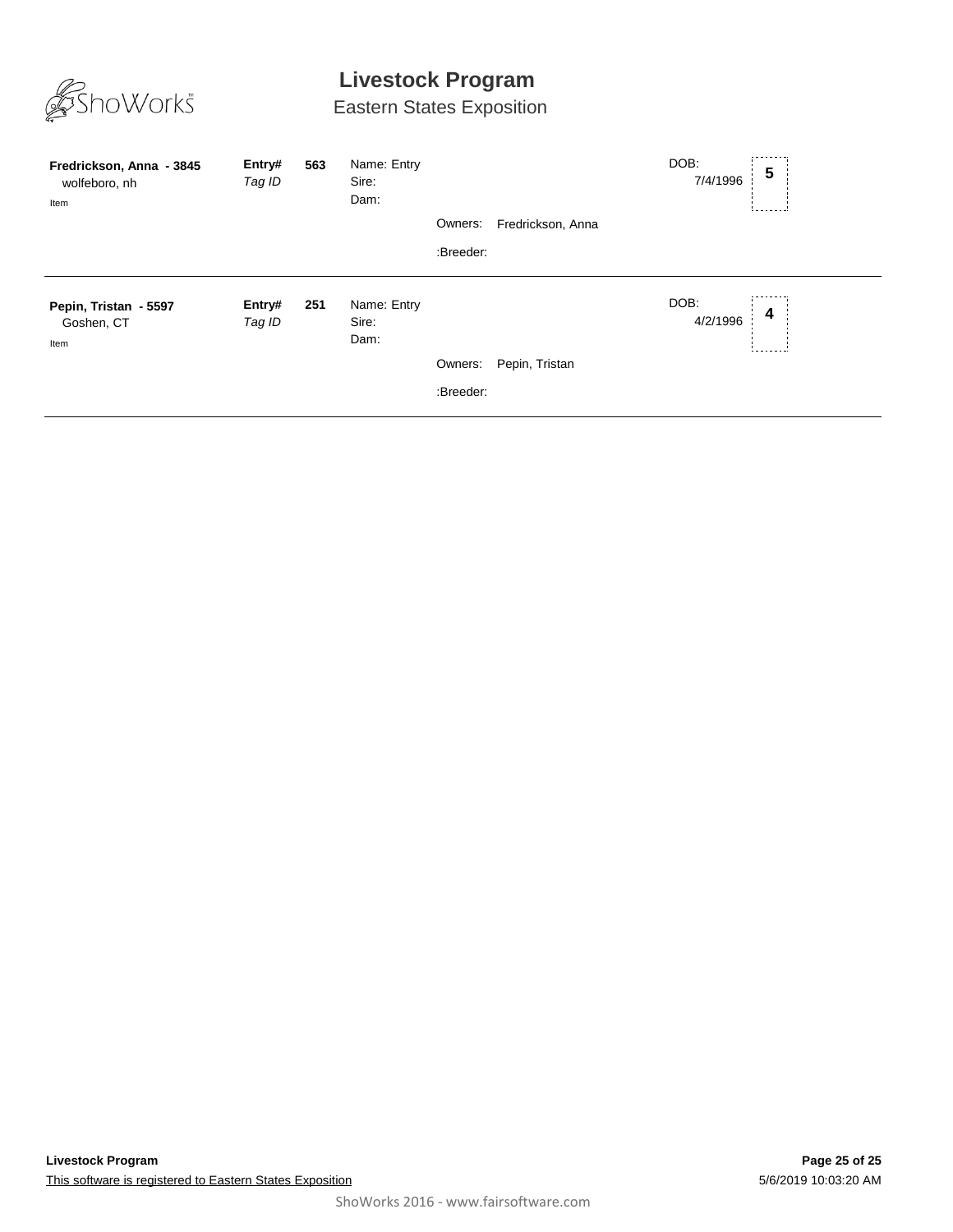# Livestock Program

## Eastern States Exposition

| | | | | | | |
|---|---|---|---|---|---|---|
| **Fredrickson, Anna - 3845**<br>wolfeboro, nh<br>Item | **Entry#**<br>*Tag ID* | **563** | Name: Entry<br>Sire:<br>Dam: | Owners: Fredrickson, Anna<br>:Breeder: | DOB:<br>7/4/1996 | **5** |
| **Pepin, Tristan - 5597**<br>Goshen, CT<br>Item | **Entry#**<br>*Tag ID* | **251** | Name: Entry<br>Sire:<br>Dam: | Owners: Pepin, Tristan<br>:Breeder: | DOB:<br>4/2/1996 | **4** |

**Livestock Program**

This software is registered to Eastern States Exposition

5/6/2019 10:03:20 AM

ShoWorks 2016 - www.fairsoftware.com